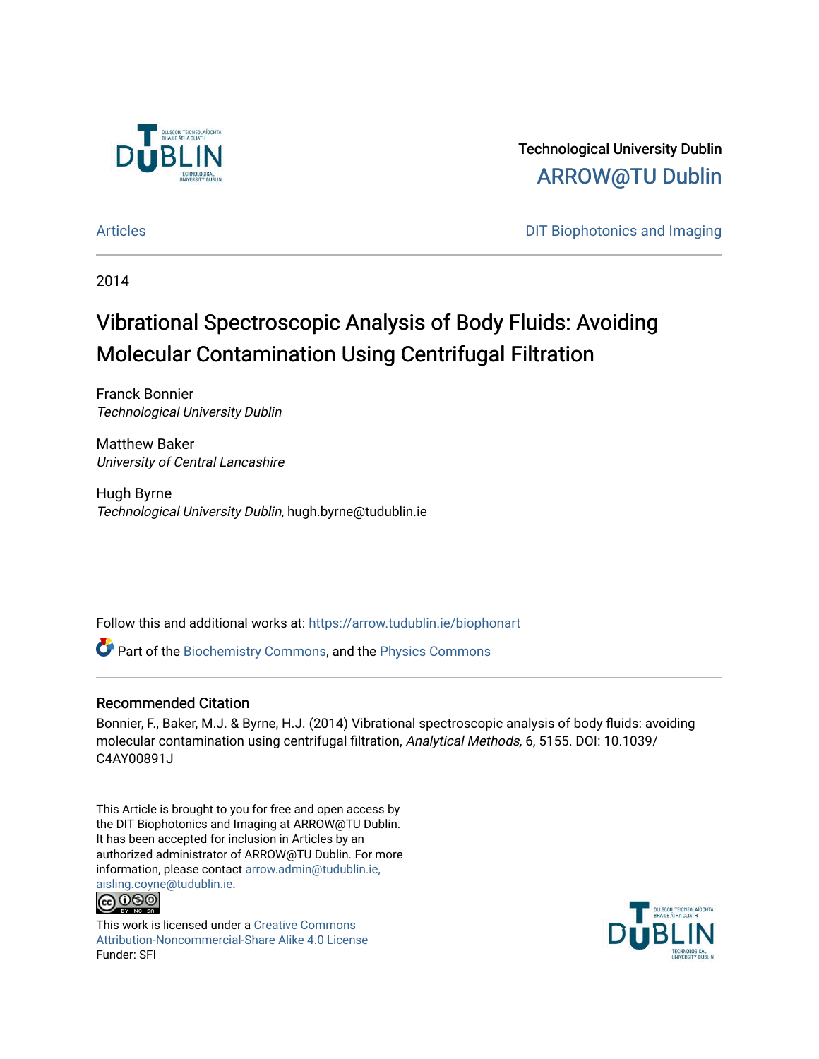Technological University Dublin

ARROW@TU Dublin

Articles | DIT Biophotonics and Imaging

2014

# Vibrational Spectroscopic Analysis of Body Fluids: Avoiding Molecular Contamination Using Centrifugal Filtration

Franck Bonnier
*Technological University Dublin*

Matthew Baker
*University of Central Lancashire*

Hugh Byrne
*Technological University Dublin*, hugh.byrne@tudublin.ie

Follow this and additional works at: https://arrow.tudublin.ie/biophonart

Part of the Biochemistry Commons, and the Physics Commons

## Recommended Citation

Bonnier, F., Baker, M.J. & Byrne, H.J. (2014) Vibrational spectroscopic analysis of body fluids: avoiding molecular contamination using centrifugal filtration, *Analytical Methods,* 6, 5155. DOI: 10.1039/C4AY00891J

This Article is brought to you for free and open access by the DIT Biophotonics and Imaging at ARROW@TU Dublin. It has been accepted for inclusion in Articles by an authorized administrator of ARROW@TU Dublin. For more information, please contact arrow.admin@tudublin.ie, aisling.coyne@tudublin.ie.

This work is licensed under a Creative Commons Attribution-Noncommercial-Share Alike 4.0 License

Funder: SFI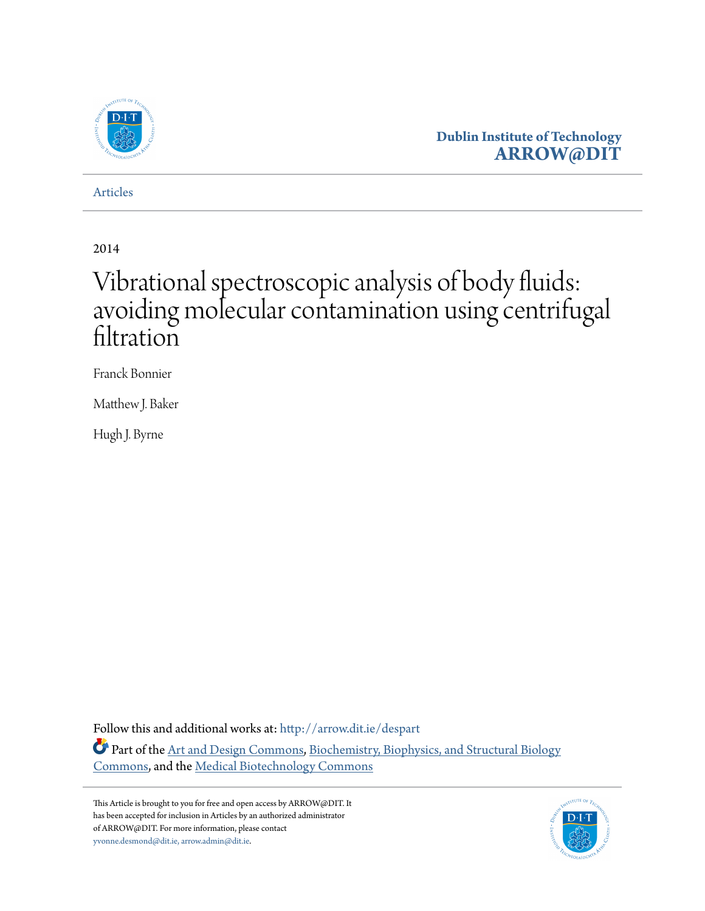Dublin Institute of Technology
**ARROW@DIT**

Articles

2014

# Vibrational spectroscopic analysis of body fluids: avoiding molecular contamination using centrifugal filtration

Franck Bonnier

Matthew J. Baker

Hugh J. Byrne

Follow this and additional works at: http://arrow.dit.ie/despart

Part of the Art and Design Commons, Biochemistry, Biophysics, and Structural Biology Commons, and the Medical Biotechnology Commons

This Article is brought to you for free and open access by ARROW@DIT. It has been accepted for inclusion in Articles by an authorized administrator of ARROW@DIT. For more information, please contact yvonne.desmond@dit.ie, arrow.admin@dit.ie.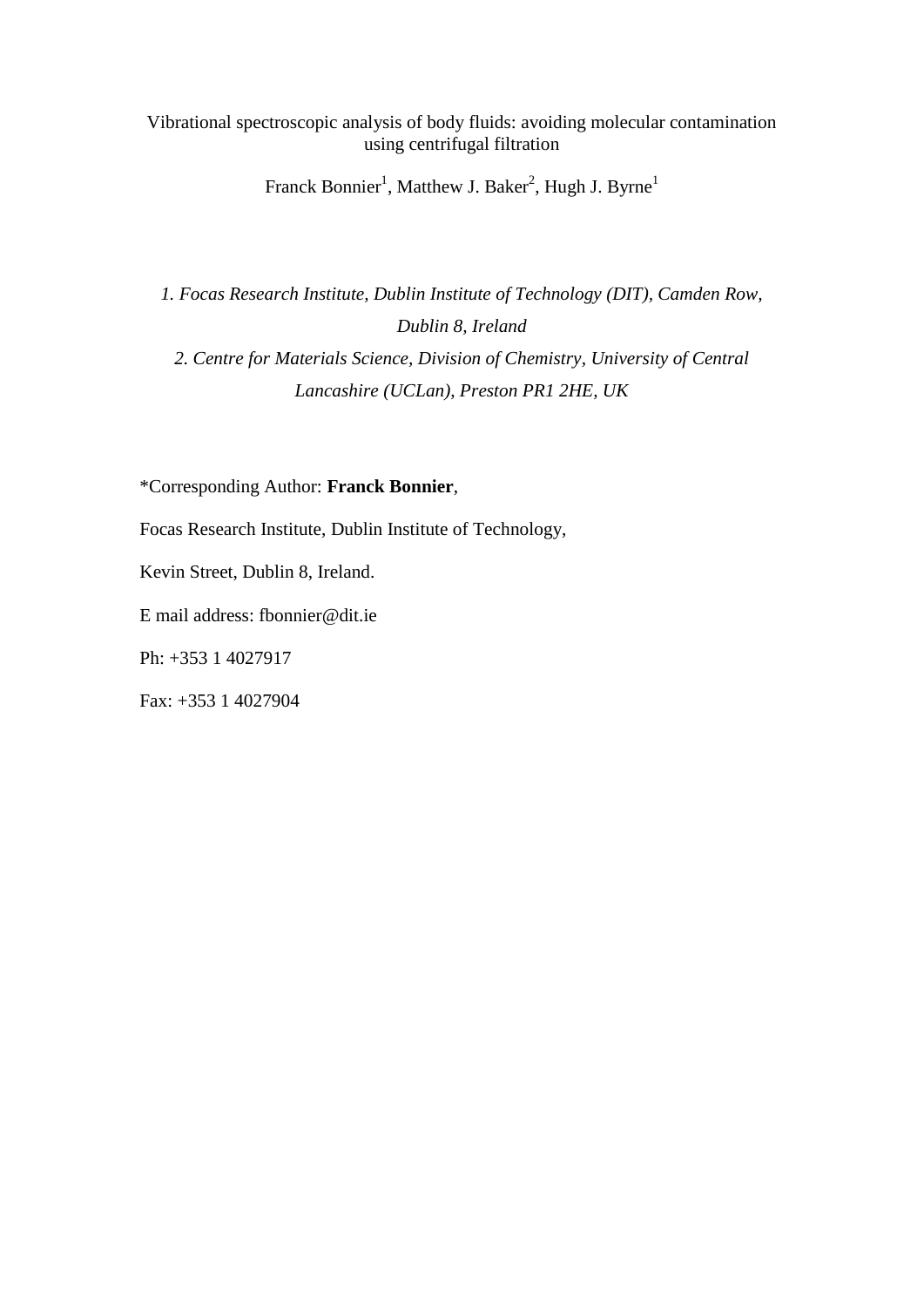# Vibrational spectroscopic analysis of body fluids: avoiding molecular contamination using centrifugal filtration

Franck Bonnier[1], Matthew J. Baker[2], Hugh J. Byrne[1]

*1. Focas Research Institute, Dublin Institute of Technology (DIT), Camden Row, Dublin 8, Ireland*

*2. Centre for Materials Science, Division of Chemistry, University of Central Lancashire (UCLan), Preston PR1 2HE, UK*

*Corresponding Author: **Franck Bonnier**,

Focas Research Institute, Dublin Institute of Technology,

Kevin Street, Dublin 8, Ireland.

E mail address: fbonnier@dit.ie

Ph: +353 1 4027917

Fax: +353 1 4027904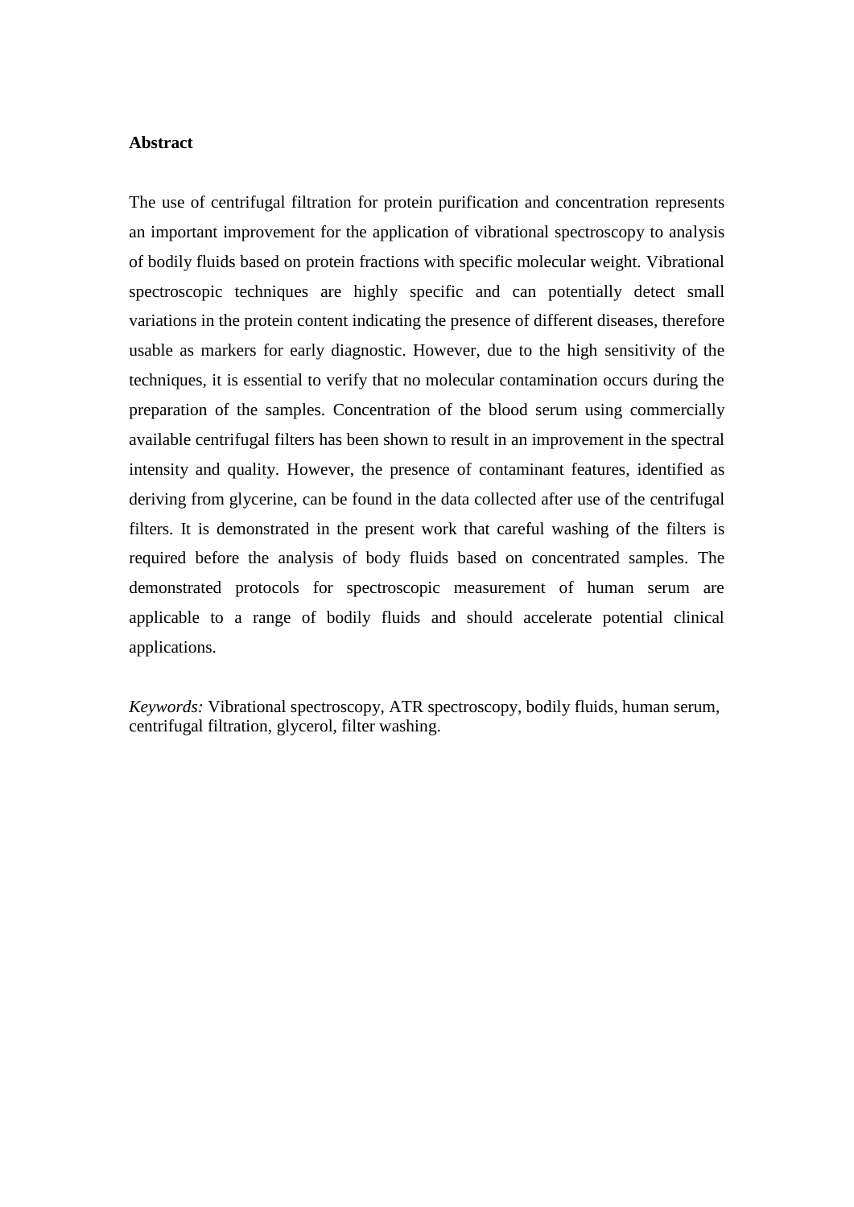**Abstract**

The use of centrifugal filtration for protein purification and concentration represents an important improvement for the application of vibrational spectroscopy to analysis of bodily fluids based on protein fractions with specific molecular weight. Vibrational spectroscopic techniques are highly specific and can potentially detect small variations in the protein content indicating the presence of different diseases, therefore usable as markers for early diagnostic. However, due to the high sensitivity of the techniques, it is essential to verify that no molecular contamination occurs during the preparation of the samples. Concentration of the blood serum using commercially available centrifugal filters has been shown to result in an improvement in the spectral intensity and quality. However, the presence of contaminant features, identified as deriving from glycerine, can be found in the data collected after use of the centrifugal filters. It is demonstrated in the present work that careful washing of the filters is required before the analysis of body fluids based on concentrated samples. The demonstrated protocols for spectroscopic measurement of human serum are applicable to a range of bodily fluids and should accelerate potential clinical applications.

*Keywords:* Vibrational spectroscopy, ATR spectroscopy, bodily fluids, human serum, centrifugal filtration, glycerol, filter washing.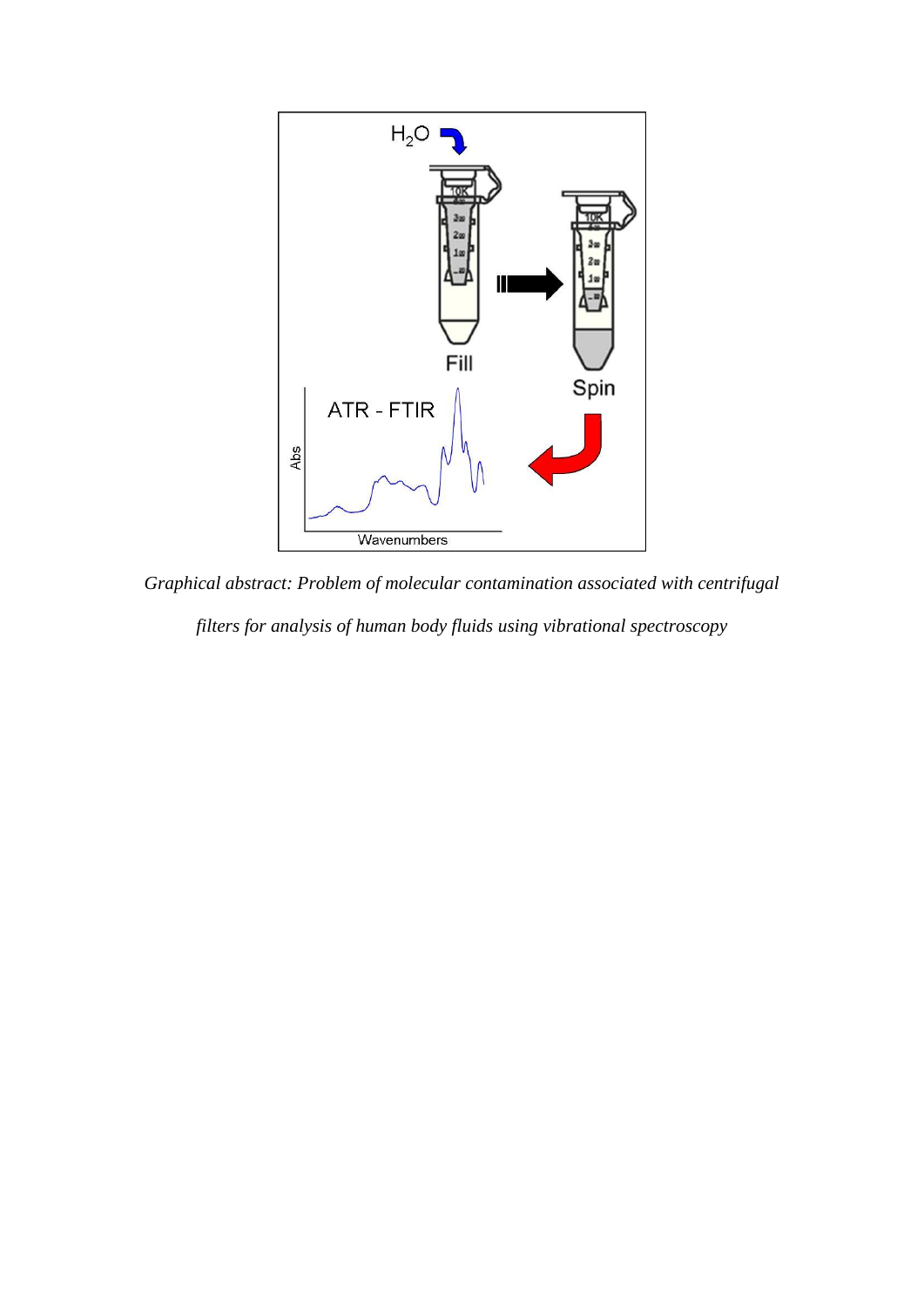*Graphical abstract: Problem of molecular contamination associated with centrifugal filters for analysis of human body fluids using vibrational spectroscopy*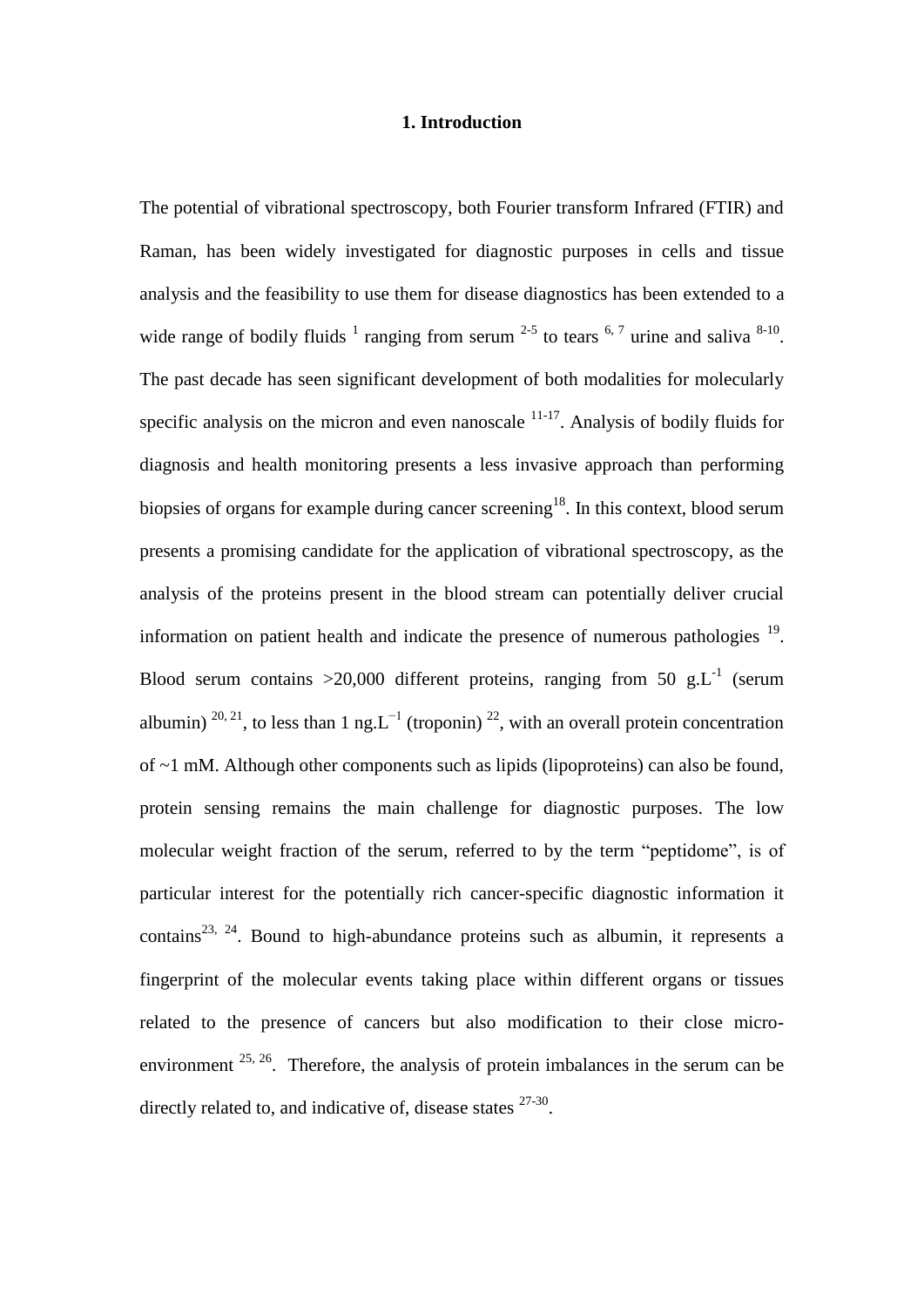# 1. Introduction

The potential of vibrational spectroscopy, both Fourier transform Infrared (FTIR) and Raman, has been widely investigated for diagnostic purposes in cells and tissue analysis and the feasibility to use them for disease diagnostics has been extended to a wide range of bodily fluids [1] ranging from serum [2-5] to tears [6, 7] urine and saliva [8-10]. The past decade has seen significant development of both modalities for molecularly specific analysis on the micron and even nanoscale [11-17]. Analysis of bodily fluids for diagnosis and health monitoring presents a less invasive approach than performing biopsies of organs for example during cancer screening[18]. In this context, blood serum presents a promising candidate for the application of vibrational spectroscopy, as the analysis of the proteins present in the blood stream can potentially deliver crucial information on patient health and indicate the presence of numerous pathologies [19]. Blood serum contains >20,000 different proteins, ranging from 50 $g.L^{-1}$ (serum albumin) [20, 21], to less than 1 $ng.L^{-1}$ (troponin) [22], with an overall protein concentration of ~1 mM. Although other components such as lipids (lipoproteins) can also be found, protein sensing remains the main challenge for diagnostic purposes. The low molecular weight fraction of the serum, referred to by the term "peptidome", is of particular interest for the potentially rich cancer-specific diagnostic information it contains[23, 24]. Bound to high-abundance proteins such as albumin, it represents a fingerprint of the molecular events taking place within different organs or tissues related to the presence of cancers but also modification to their close micro-environment [25, 26]. Therefore, the analysis of protein imbalances in the serum can be directly related to, and indicative of, disease states [27-30].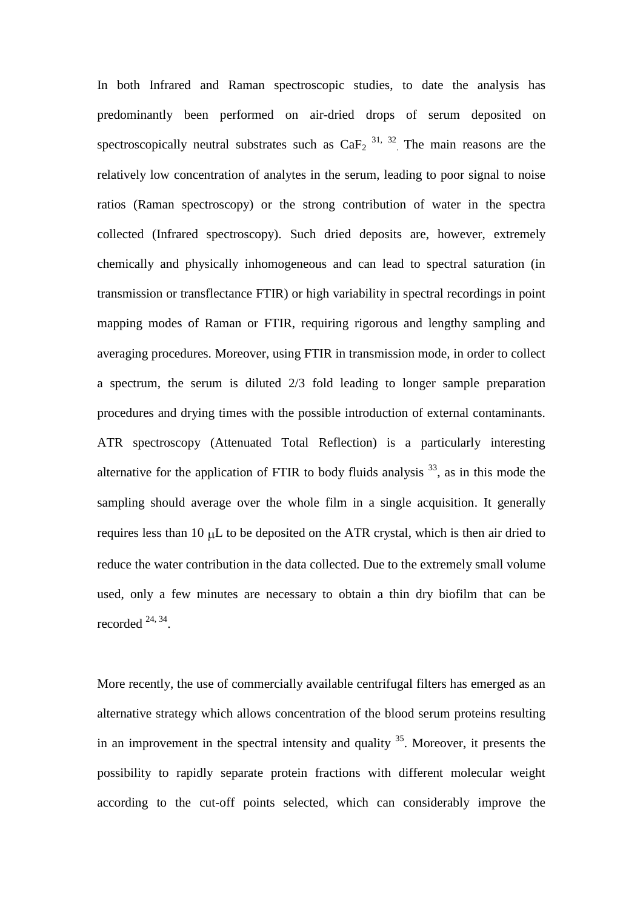In both Infrared and Raman spectroscopic studies, to date the analysis has predominantly been performed on air-dried drops of serum deposited on spectroscopically neutral substrates such as $CaF_2$ [31, 32]. The main reasons are the relatively low concentration of analytes in the serum, leading to poor signal to noise ratios (Raman spectroscopy) or the strong contribution of water in the spectra collected (Infrared spectroscopy). Such dried deposits are, however, extremely chemically and physically inhomogeneous and can lead to spectral saturation (in transmission or transflectance FTIR) or high variability in spectral recordings in point mapping modes of Raman or FTIR, requiring rigorous and lengthy sampling and averaging procedures. Moreover, using FTIR in transmission mode, in order to collect a spectrum, the serum is diluted 2/3 fold leading to longer sample preparation procedures and drying times with the possible introduction of external contaminants. ATR spectroscopy (Attenuated Total Reflection) is a particularly interesting alternative for the application of FTIR to body fluids analysis [33], as in this mode the sampling should average over the whole film in a single acquisition. It generally requires less than 10 μL to be deposited on the ATR crystal, which is then air dried to reduce the water contribution in the data collected. Due to the extremely small volume used, only a few minutes are necessary to obtain a thin dry biofilm that can be recorded [24, 34].

More recently, the use of commercially available centrifugal filters has emerged as an alternative strategy which allows concentration of the blood serum proteins resulting in an improvement in the spectral intensity and quality [35]. Moreover, it presents the possibility to rapidly separate protein fractions with different molecular weight according to the cut-off points selected, which can considerably improve the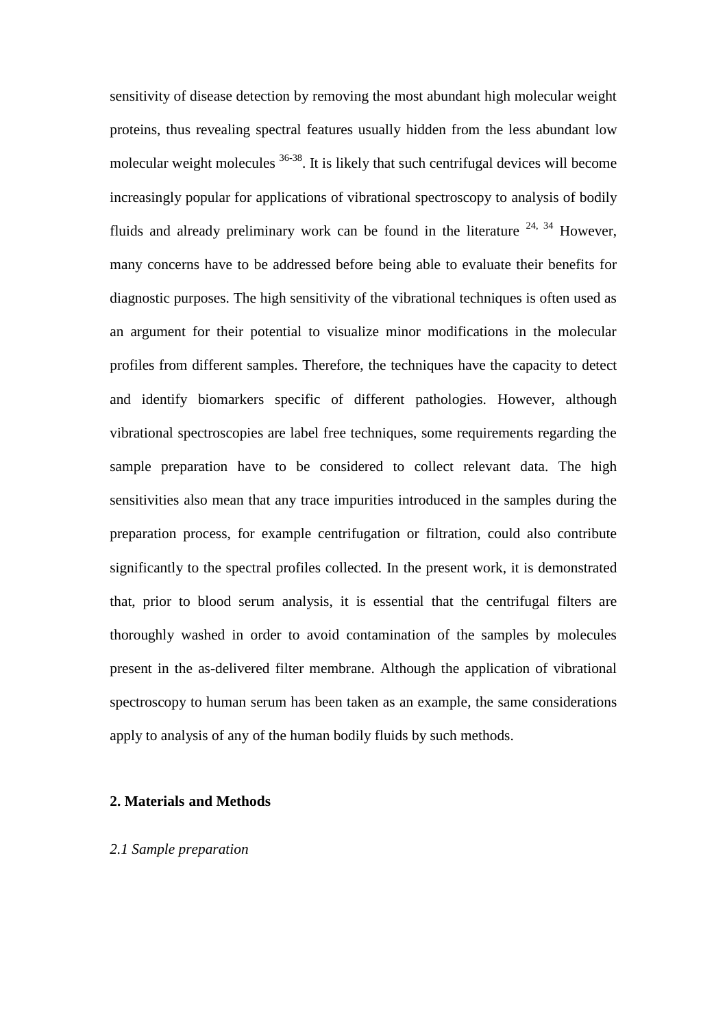sensitivity of disease detection by removing the most abundant high molecular weight proteins, thus revealing spectral features usually hidden from the less abundant low molecular weight molecules [36-38]. It is likely that such centrifugal devices will become increasingly popular for applications of vibrational spectroscopy to analysis of bodily fluids and already preliminary work can be found in the literature [24, 34] However, many concerns have to be addressed before being able to evaluate their benefits for diagnostic purposes. The high sensitivity of the vibrational techniques is often used as an argument for their potential to visualize minor modifications in the molecular profiles from different samples. Therefore, the techniques have the capacity to detect and identify biomarkers specific of different pathologies. However, although vibrational spectroscopies are label free techniques, some requirements regarding the sample preparation have to be considered to collect relevant data. The high sensitivities also mean that any trace impurities introduced in the samples during the preparation process, for example centrifugation or filtration, could also contribute significantly to the spectral profiles collected. In the present work, it is demonstrated that, prior to blood serum analysis, it is essential that the centrifugal filters are thoroughly washed in order to avoid contamination of the samples by molecules present in the as-delivered filter membrane. Although the application of vibrational spectroscopy to human serum has been taken as an example, the same considerations apply to analysis of any of the human bodily fluids by such methods.

## 2. Materials and Methods

### *2.1 Sample preparation*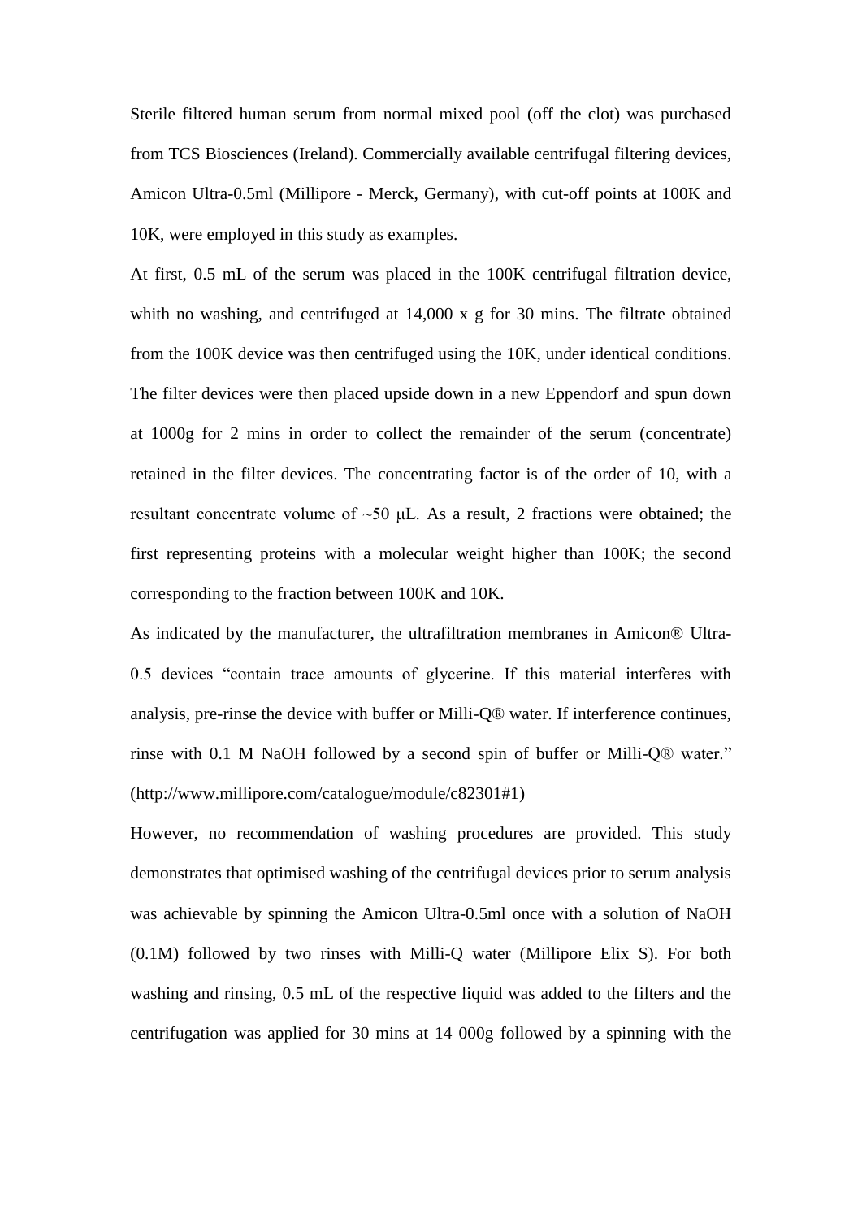Sterile filtered human serum from normal mixed pool (off the clot) was purchased from TCS Biosciences (Ireland). Commercially available centrifugal filtering devices, Amicon Ultra-0.5ml (Millipore - Merck, Germany), with cut-off points at 100K and 10K, were employed in this study as examples.

At first, 0.5 mL of the serum was placed in the 100K centrifugal filtration device, whith no washing, and centrifuged at 14,000 x g for 30 mins. The filtrate obtained from the 100K device was then centrifuged using the 10K, under identical conditions. The filter devices were then placed upside down in a new Eppendorf and spun down at 1000g for 2 mins in order to collect the remainder of the serum (concentrate) retained in the filter devices. The concentrating factor is of the order of 10, with a resultant concentrate volume of ~50 μL. As a result, 2 fractions were obtained; the first representing proteins with a molecular weight higher than 100K; the second corresponding to the fraction between 100K and 10K.

As indicated by the manufacturer, the ultrafiltration membranes in Amicon® Ultra-0.5 devices "contain trace amounts of glycerine. If this material interferes with analysis, pre-rinse the device with buffer or Milli-Q® water. If interference continues, rinse with 0.1 M NaOH followed by a second spin of buffer or Milli-Q® water." (http://www.millipore.com/catalogue/module/c82301#1)

However, no recommendation of washing procedures are provided. This study demonstrates that optimised washing of the centrifugal devices prior to serum analysis was achievable by spinning the Amicon Ultra-0.5ml once with a solution of NaOH (0.1M) followed by two rinses with Milli-Q water (Millipore Elix S). For both washing and rinsing, 0.5 mL of the respective liquid was added to the filters and the centrifugation was applied for 30 mins at 14 000g followed by a spinning with the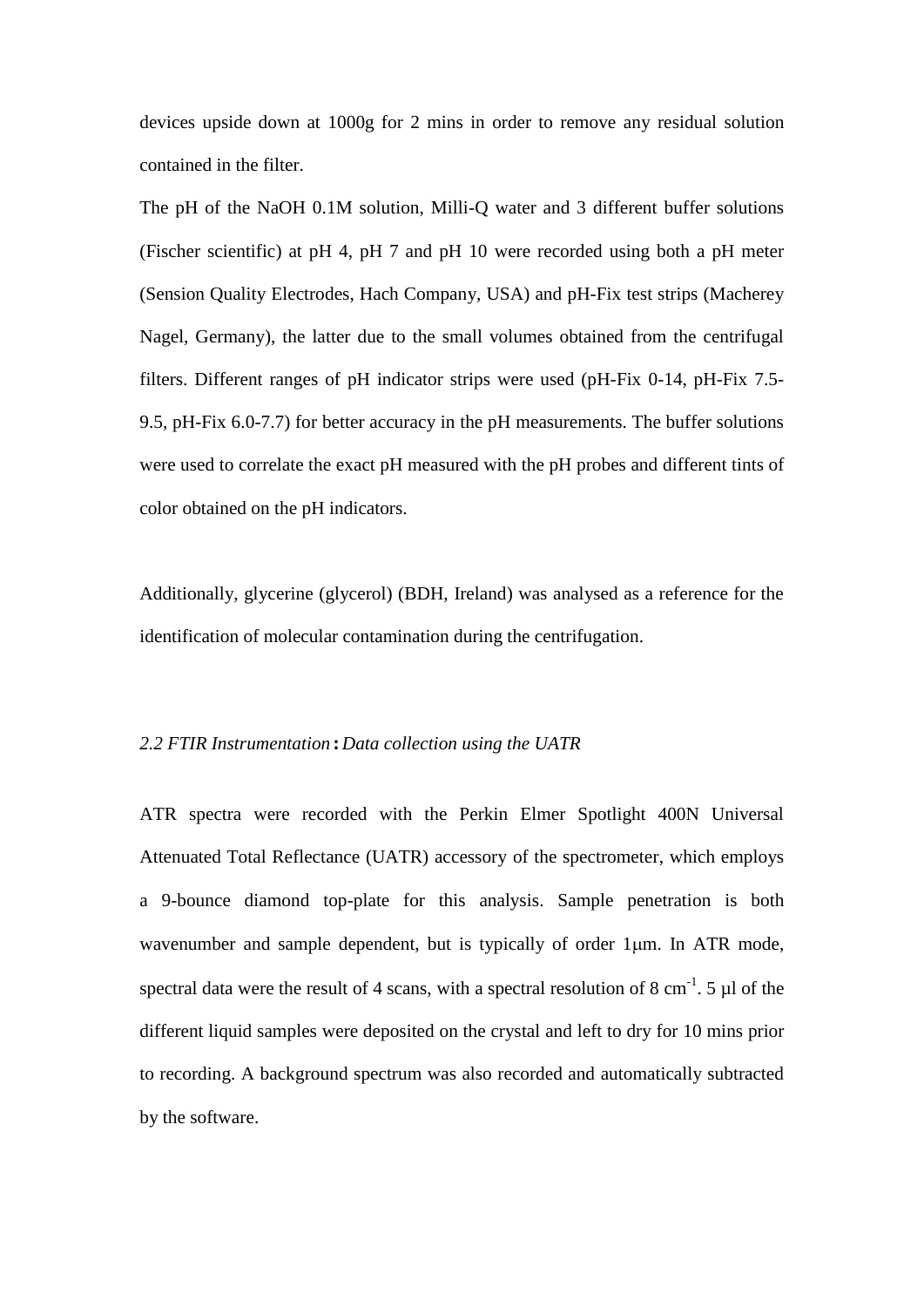devices upside down at 1000g for 2 mins in order to remove any residual solution contained in the filter.

The pH of the NaOH 0.1M solution, Milli-Q water and 3 different buffer solutions (Fischer scientific) at pH 4, pH 7 and pH 10 were recorded using both a pH meter (Sension Quality Electrodes, Hach Company, USA) and pH-Fix test strips (Macherey Nagel, Germany), the latter due to the small volumes obtained from the centrifugal filters. Different ranges of pH indicator strips were used (pH-Fix 0-14, pH-Fix 7.5-9.5, pH-Fix 6.0-7.7) for better accuracy in the pH measurements. The buffer solutions were used to correlate the exact pH measured with the pH probes and different tints of color obtained on the pH indicators.

Additionally, glycerine (glycerol) (BDH, Ireland) was analysed as a reference for the identification of molecular contamination during the centrifugation.

### *2.2 FTIR Instrumentation* **:** *Data collection using the UATR*

ATR spectra were recorded with the Perkin Elmer Spotlight 400N Universal Attenuated Total Reflectance (UATR) accessory of the spectrometer, which employs a 9-bounce diamond top-plate for this analysis. Sample penetration is both wavenumber and sample dependent, but is typically of order 1μm. In ATR mode, spectral data were the result of 4 scans, with a spectral resolution of 8 $cm^{-1}$. 5 μl of the different liquid samples were deposited on the crystal and left to dry for 10 mins prior to recording. A background spectrum was also recorded and automatically subtracted by the software.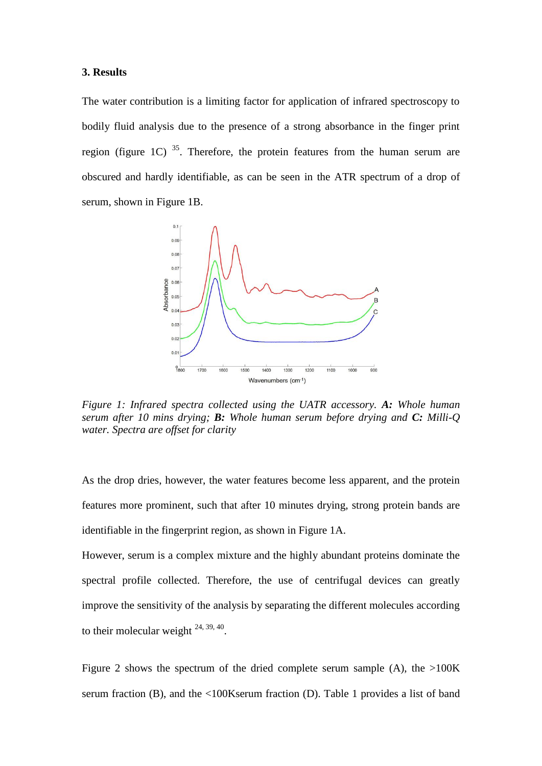## 3. Results

The water contribution is a limiting factor for application of infrared spectroscopy to bodily fluid analysis due to the presence of a strong absorbance in the finger print region (figure 1C) [35]. Therefore, the protein features from the human serum are obscured and hardly identifiable, as can be seen in the ATR spectrum of a drop of serum, shown in Figure 1B.

*Figure 1: Infrared spectra collected using the UATR accessory. **A:** Whole human serum after 10 mins drying; **B:** Whole human serum before drying and **C:** Milli-Q water. Spectra are offset for clarity*

As the drop dries, however, the water features become less apparent, and the protein features more prominent, such that after 10 minutes drying, strong protein bands are identifiable in the fingerprint region, as shown in Figure 1A.

However, serum is a complex mixture and the highly abundant proteins dominate the spectral profile collected. Therefore, the use of centrifugal devices can greatly improve the sensitivity of the analysis by separating the different molecules according to their molecular weight [24, 39, 40].

Figure 2 shows the spectrum of the dried complete serum sample (A), the >100K serum fraction (B), and the <100Kserum fraction (D). Table 1 provides a list of band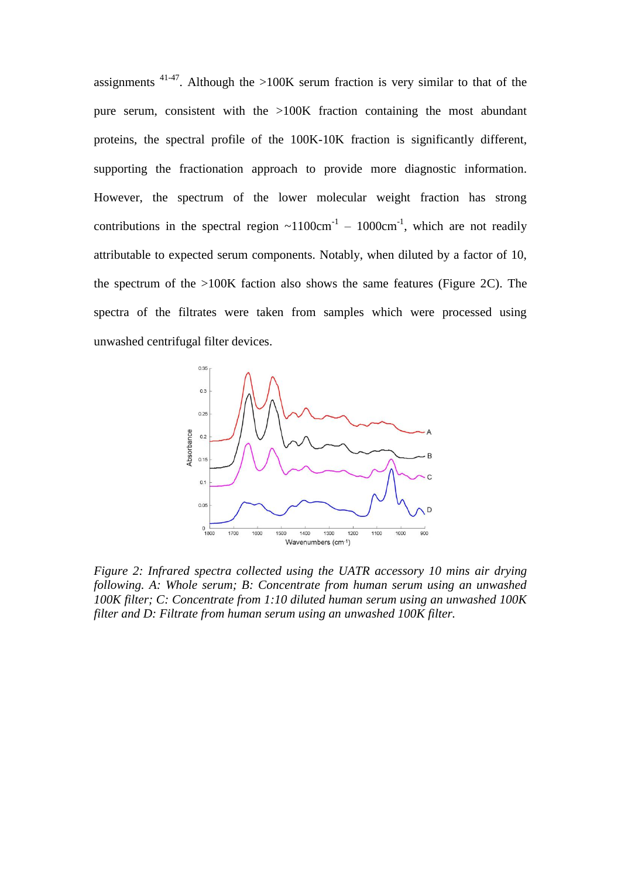assignments [41-47]. Although the >100K serum fraction is very similar to that of the pure serum, consistent with the >100K fraction containing the most abundant proteins, the spectral profile of the 100K-10K fraction is significantly different, supporting the fractionation approach to provide more diagnostic information. However, the spectrum of the lower molecular weight fraction has strong contributions in the spectral region ~1100cm$^{-1}$ – 1000cm$^{-1}$, which are not readily attributable to expected serum components. Notably, when diluted by a factor of 10, the spectrum of the >100K faction also shows the same features (Figure 2C). The spectra of the filtrates were taken from samples which were processed using unwashed centrifugal filter devices.

*Figure 2: Infrared spectra collected using the UATR accessory 10 mins air drying following. A: Whole serum; B: Concentrate from human serum using an unwashed 100K filter; C: Concentrate from 1:10 diluted human serum using an unwashed 100K filter and D: Filtrate from human serum using an unwashed 100K filter.*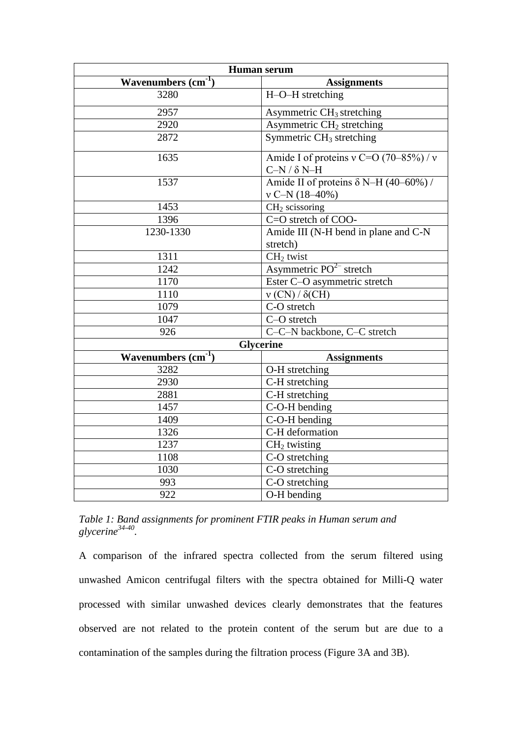| Human serum | |
|---|---|
| **Wavenumbers ($cm^{-1}$)** | **Assignments** |
| 3280 | H–O–H stretching |
| 2957 | Asymmetric $CH_3$ stretching |
| 2920 | Asymmetric $CH_2$ stretching |
| 2872 | Symmetric $CH_3$ stretching |
| 1635 | Amide I of proteins ν C=O (70–85%) / ν C–N / δ N–H |
| 1537 | Amide II of proteins δ N–H (40–60%) / ν C–N (18–40%) |
| 1453 | $CH_2$ scissoring |
| 1396 | C=O stretch of COO- |
| 1230-1330 | Amide III (N-H bend in plane and C-N stretch) |
| 1311 | $CH_2$ twist |
| 1242 | Asymmetric $PO^{2-}$ stretch |
| 1170 | Ester C–O asymmetric stretch |
| 1110 | ν (CN) / δ(CH) |
| 1079 | C-O stretch |
| 1047 | C–O stretch |
| 926 | C–C–N backbone, C–C stretch |
| **Glycerine** | |
| **Wavenumbers ($cm^{-1}$)** | **Assignments** |
| 3282 | O-H stretching |
| 2930 | C-H stretching |
| 2881 | C-H stretching |
| 1457 | C-O-H bending |
| 1409 | C-O-H bending |
| 1326 | C-H deformation |
| 1237 | $CH_2$ twisting |
| 1108 | C-O stretching |
| 1030 | C-O stretching |
| 993 | C-O stretching |
| 922 | O-H bending |

*Table 1: Band assignments for prominent FTIR peaks in Human serum and glycerine[34-40].*

A comparison of the infrared spectra collected from the serum filtered using unwashed Amicon centrifugal filters with the spectra obtained for Milli-Q water processed with similar unwashed devices clearly demonstrates that the features observed are not related to the protein content of the serum but are due to a contamination of the samples during the filtration process (Figure 3A and 3B).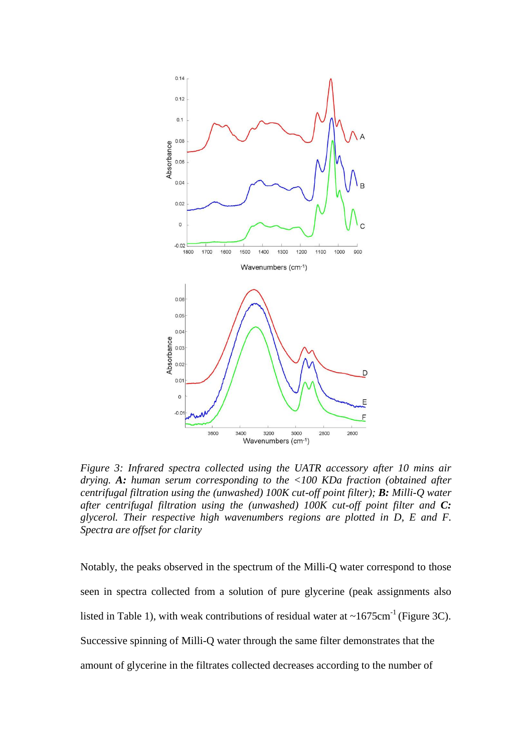*Figure 3: Infrared spectra collected using the UATR accessory after 10 mins air drying. **A:** human serum corresponding to the <100 KDa fraction (obtained after centrifugal filtration using the (unwashed) 100K cut-off point filter); **B:** Milli-Q water after centrifugal filtration using the (unwashed) 100K cut-off point filter and **C:** glycerol. Their respective high wavenumbers regions are plotted in D, E and F. Spectra are offset for clarity*

Notably, the peaks observed in the spectrum of the Milli-Q water correspond to those seen in spectra collected from a solution of pure glycerine (peak assignments also listed in Table 1), with weak contributions of residual water at ~1675cm$^{-1}$ (Figure 3C). Successive spinning of Milli-Q water through the same filter demonstrates that the amount of glycerine in the filtrates collected decreases according to the number of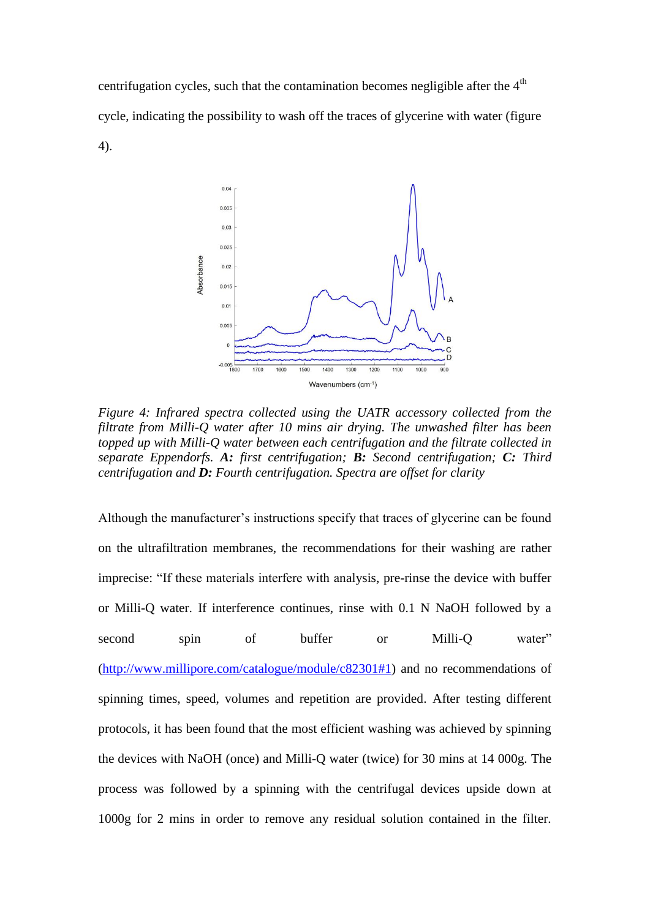centrifugation cycles, such that the contamination becomes negligible after the 4[th] cycle, indicating the possibility to wash off the traces of glycerine with water (figure 4).

*Figure 4: Infrared spectra collected using the UATR accessory collected from the filtrate from Milli-Q water after 10 mins air drying. The unwashed filter has been topped up with Milli-Q water between each centrifugation and the filtrate collected in separate Eppendorfs.* ***A:*** *first centrifugation;* ***B:*** *Second centrifugation;* ***C:*** *Third centrifugation and* ***D:*** *Fourth centrifugation. Spectra are offset for clarity*

Although the manufacturer's instructions specify that traces of glycerine can be found on the ultrafiltration membranes, the recommendations for their washing are rather imprecise: "If these materials interfere with analysis, pre-rinse the device with buffer or Milli-Q water. If interference continues, rinse with 0.1 N NaOH followed by a second spin of buffer or Milli-Q water" (http://www.millipore.com/catalogue/module/c82301#1) and no recommendations of spinning times, speed, volumes and repetition are provided. After testing different protocols, it has been found that the most efficient washing was achieved by spinning the devices with NaOH (once) and Milli-Q water (twice) for 30 mins at 14 000g. The process was followed by a spinning with the centrifugal devices upside down at 1000g for 2 mins in order to remove any residual solution contained in the filter.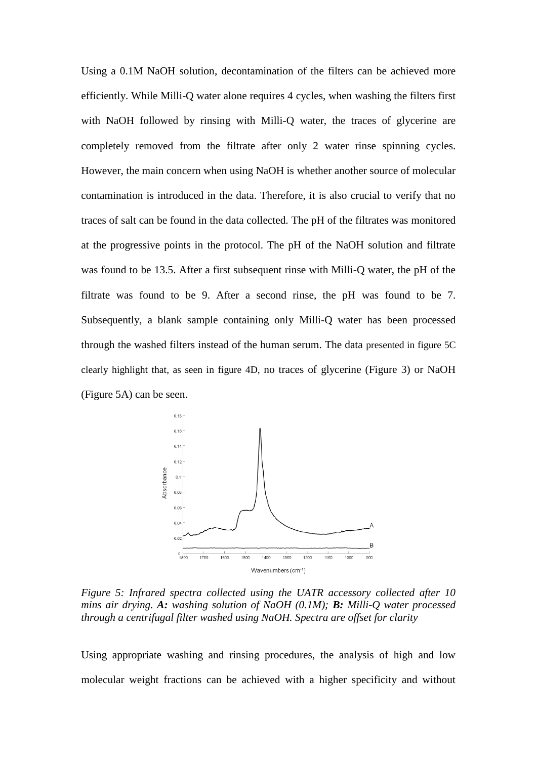Using a 0.1M NaOH solution, decontamination of the filters can be achieved more efficiently. While Milli-Q water alone requires 4 cycles, when washing the filters first with NaOH followed by rinsing with Milli-Q water, the traces of glycerine are completely removed from the filtrate after only 2 water rinse spinning cycles. However, the main concern when using NaOH is whether another source of molecular contamination is introduced in the data. Therefore, it is also crucial to verify that no traces of salt can be found in the data collected. The pH of the filtrates was monitored at the progressive points in the protocol. The pH of the NaOH solution and filtrate was found to be 13.5. After a first subsequent rinse with Milli-Q water, the pH of the filtrate was found to be 9. After a second rinse, the pH was found to be 7. Subsequently, a blank sample containing only Milli-Q water has been processed through the washed filters instead of the human serum. The data presented in figure 5C clearly highlight that, as seen in figure 4D, no traces of glycerine (Figure 3) or NaOH (Figure 5A) can be seen.

*Figure 5: Infrared spectra collected using the UATR accessory collected after 10 mins air drying.* ***A:*** *washing solution of NaOH (0.1M);* ***B:*** *Milli-Q water processed through a centrifugal filter washed using NaOH. Spectra are offset for clarity*

Using appropriate washing and rinsing procedures, the analysis of high and low molecular weight fractions can be achieved with a higher specificity and without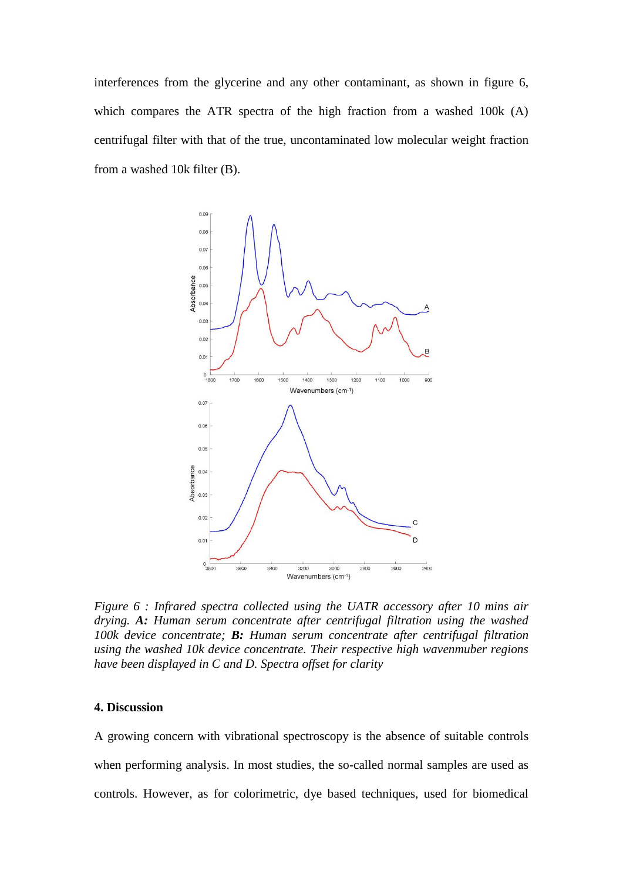interferences from the glycerine and any other contaminant, as shown in figure 6, which compares the ATR spectra of the high fraction from a washed 100k (A) centrifugal filter with that of the true, uncontaminated low molecular weight fraction from a washed 10k filter (B).

*Figure 6 : Infrared spectra collected using the UATR accessory after 10 mins air drying.* ***A:*** *Human serum concentrate after centrifugal filtration using the washed 100k device concentrate;* ***B:*** *Human serum concentrate after centrifugal filtration using the washed 10k device concentrate. Their respective high wavenmuber regions have been displayed in C and D. Spectra offset for clarity*

## 4. Discussion

A growing concern with vibrational spectroscopy is the absence of suitable controls when performing analysis. In most studies, the so-called normal samples are used as controls. However, as for colorimetric, dye based techniques, used for biomedical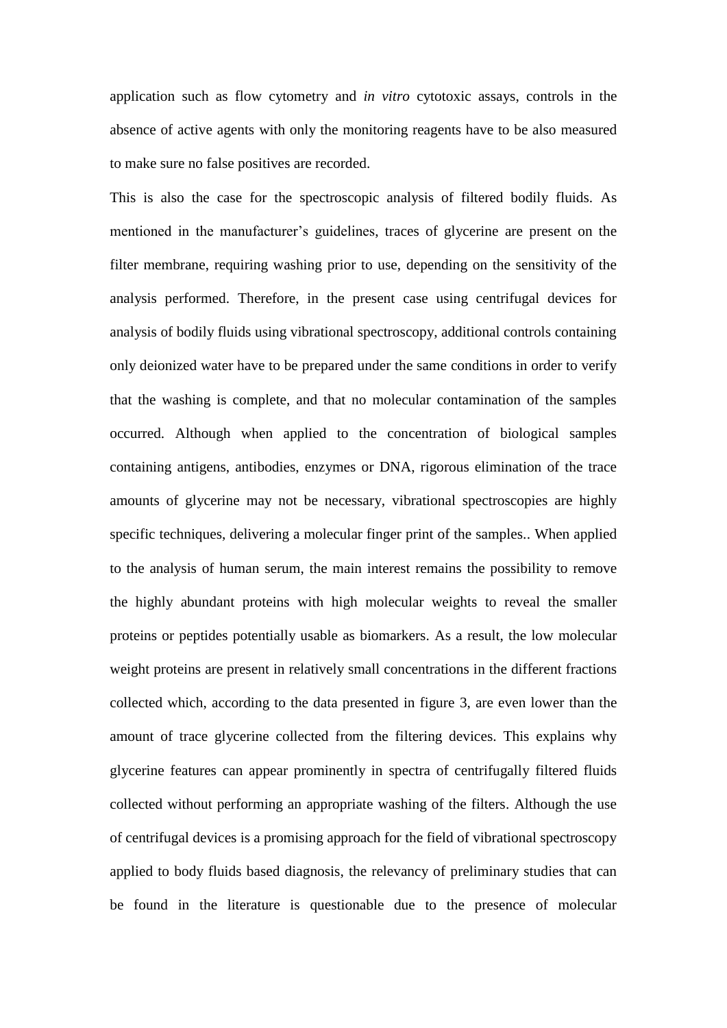application such as flow cytometry and *in vitro* cytotoxic assays, controls in the absence of active agents with only the monitoring reagents have to be also measured to make sure no false positives are recorded.

This is also the case for the spectroscopic analysis of filtered bodily fluids. As mentioned in the manufacturer's guidelines, traces of glycerine are present on the filter membrane, requiring washing prior to use, depending on the sensitivity of the analysis performed. Therefore, in the present case using centrifugal devices for analysis of bodily fluids using vibrational spectroscopy, additional controls containing only deionized water have to be prepared under the same conditions in order to verify that the washing is complete, and that no molecular contamination of the samples occurred. Although when applied to the concentration of biological samples containing antigens, antibodies, enzymes or DNA, rigorous elimination of the trace amounts of glycerine may not be necessary, vibrational spectroscopies are highly specific techniques, delivering a molecular finger print of the samples.. When applied to the analysis of human serum, the main interest remains the possibility to remove the highly abundant proteins with high molecular weights to reveal the smaller proteins or peptides potentially usable as biomarkers. As a result, the low molecular weight proteins are present in relatively small concentrations in the different fractions collected which, according to the data presented in figure 3, are even lower than the amount of trace glycerine collected from the filtering devices. This explains why glycerine features can appear prominently in spectra of centrifugally filtered fluids collected without performing an appropriate washing of the filters. Although the use of centrifugal devices is a promising approach for the field of vibrational spectroscopy applied to body fluids based diagnosis, the relevancy of preliminary studies that can be found in the literature is questionable due to the presence of molecular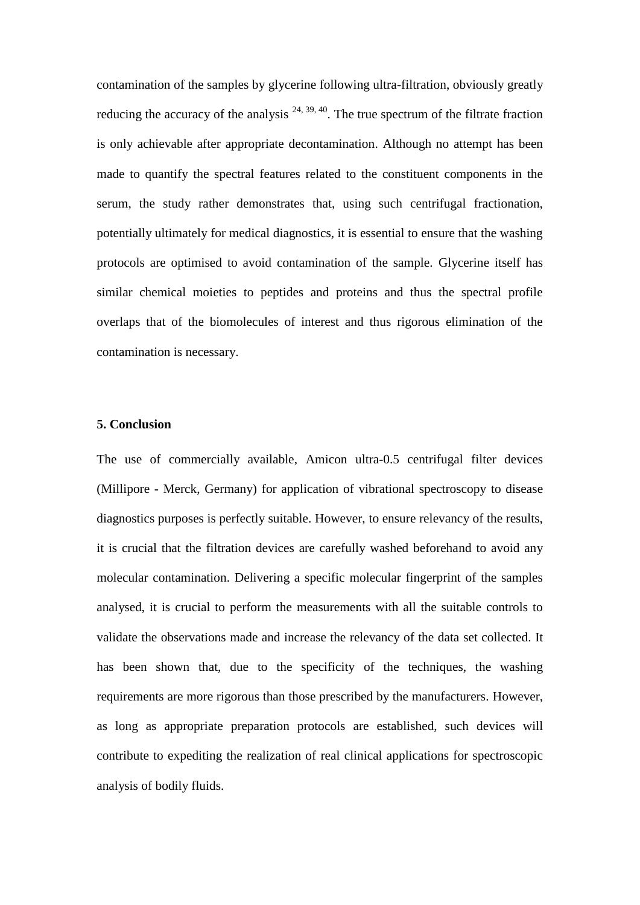contamination of the samples by glycerine following ultra-filtration, obviously greatly reducing the accuracy of the analysis [24, 39, 40]. The true spectrum of the filtrate fraction is only achievable after appropriate decontamination. Although no attempt has been made to quantify the spectral features related to the constituent components in the serum, the study rather demonstrates that, using such centrifugal fractionation, potentially ultimately for medical diagnostics, it is essential to ensure that the washing protocols are optimised to avoid contamination of the sample. Glycerine itself has similar chemical moieties to peptides and proteins and thus the spectral profile overlaps that of the biomolecules of interest and thus rigorous elimination of the contamination is necessary.

## 5. Conclusion

The use of commercially available, Amicon ultra-0.5 centrifugal filter devices (Millipore - Merck, Germany) for application of vibrational spectroscopy to disease diagnostics purposes is perfectly suitable. However, to ensure relevancy of the results, it is crucial that the filtration devices are carefully washed beforehand to avoid any molecular contamination. Delivering a specific molecular fingerprint of the samples analysed, it is crucial to perform the measurements with all the suitable controls to validate the observations made and increase the relevancy of the data set collected. It has been shown that, due to the specificity of the techniques, the washing requirements are more rigorous than those prescribed by the manufacturers. However, as long as appropriate preparation protocols are established, such devices will contribute to expediting the realization of real clinical applications for spectroscopic analysis of bodily fluids.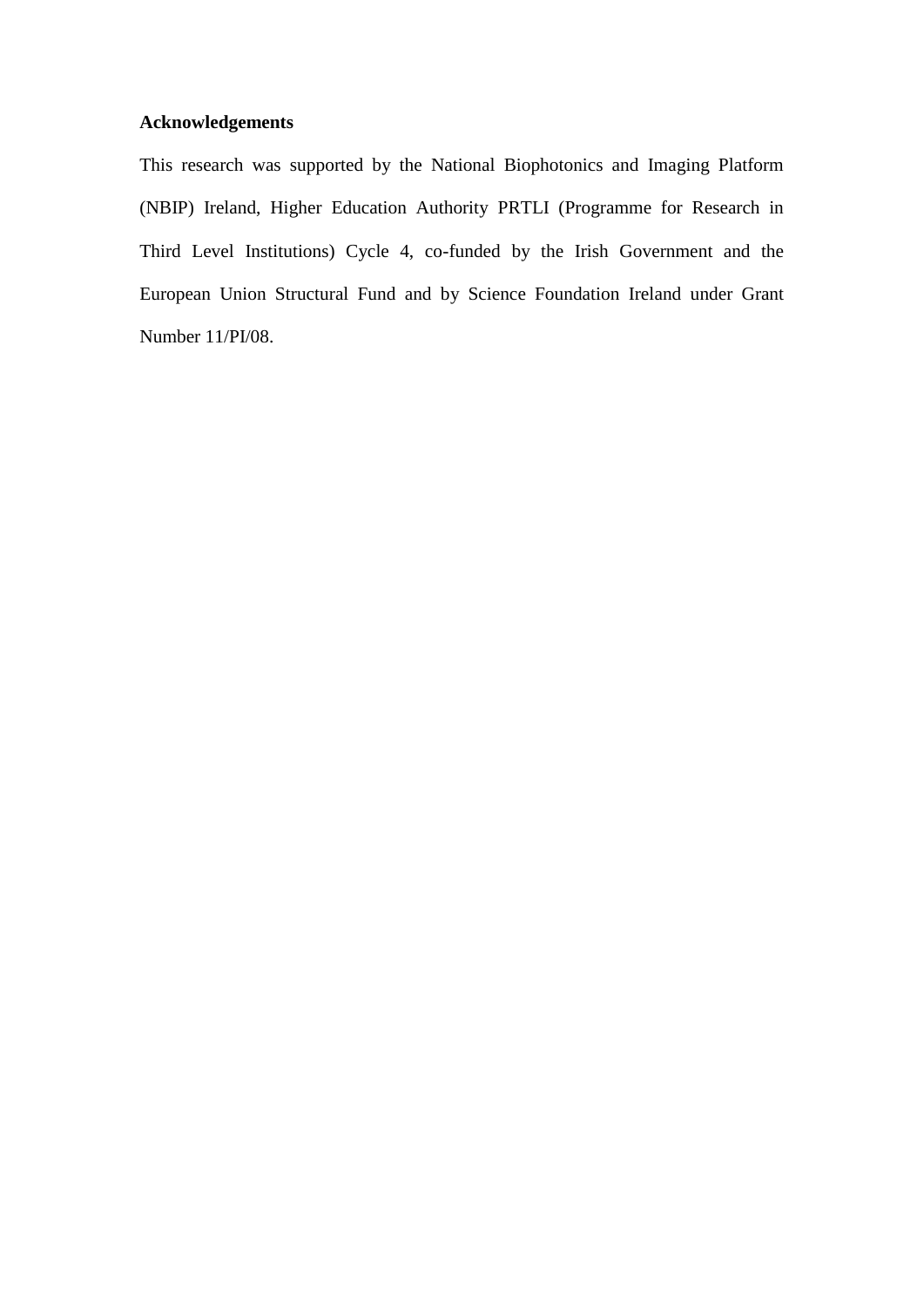**Acknowledgements**

This research was supported by the National Biophotonics and Imaging Platform (NBIP) Ireland, Higher Education Authority PRTLI (Programme for Research in Third Level Institutions) Cycle 4, co-funded by the Irish Government and the European Union Structural Fund and by Science Foundation Ireland under Grant Number 11/PI/08.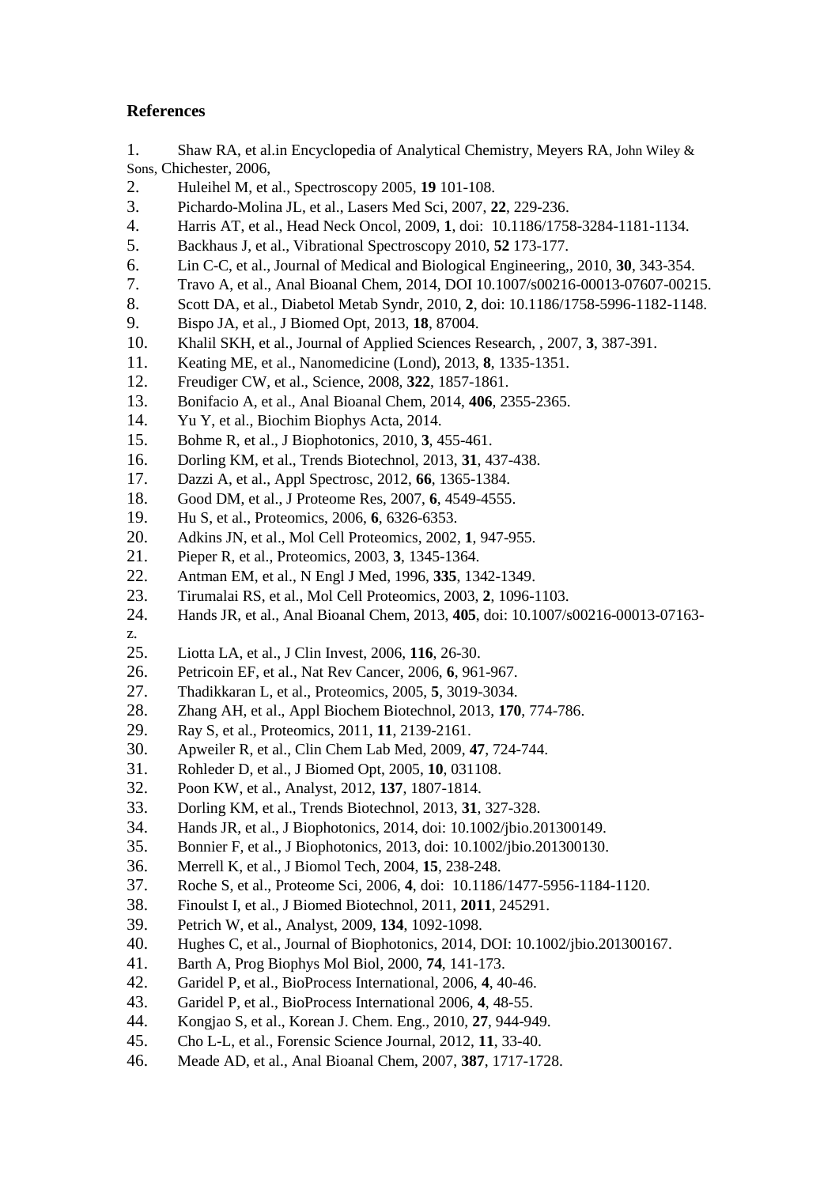## References

1. Shaw RA, et al.in Encyclopedia of Analytical Chemistry, Meyers RA, John Wiley & Sons, Chichester, 2006,
2. Huleihel M, et al., Spectroscopy 2005, **19** 101-108.
3. Pichardo-Molina JL, et al., Lasers Med Sci, 2007, **22**, 229-236.
4. Harris AT, et al., Head Neck Oncol, 2009, **1**, doi: 10.1186/1758-3284-1181-1134.
5. Backhaus J, et al., Vibrational Spectroscopy 2010, **52** 173-177.
6. Lin C-C, et al., Journal of Medical and Biological Engineering,, 2010, **30**, 343-354.
7. Travo A, et al., Anal Bioanal Chem, 2014, DOI 10.1007/s00216-00013-07607-00215.
8. Scott DA, et al., Diabetol Metab Syndr, 2010, **2**, doi: 10.1186/1758-5996-1182-1148.
9. Bispo JA, et al., J Biomed Opt, 2013, **18**, 87004.
10. Khalil SKH, et al., Journal of Applied Sciences Research, , 2007, **3**, 387-391.
11. Keating ME, et al., Nanomedicine (Lond), 2013, **8**, 1335-1351.
12. Freudiger CW, et al., Science, 2008, **322**, 1857-1861.
13. Bonifacio A, et al., Anal Bioanal Chem, 2014, **406**, 2355-2365.
14. Yu Y, et al., Biochim Biophys Acta, 2014.
15. Bohme R, et al., J Biophotonics, 2010, **3**, 455-461.
16. Dorling KM, et al., Trends Biotechnol, 2013, **31**, 437-438.
17. Dazzi A, et al., Appl Spectrosc, 2012, **66**, 1365-1384.
18. Good DM, et al., J Proteome Res, 2007, **6**, 4549-4555.
19. Hu S, et al., Proteomics, 2006, **6**, 6326-6353.
20. Adkins JN, et al., Mol Cell Proteomics, 2002, **1**, 947-955.
21. Pieper R, et al., Proteomics, 2003, **3**, 1345-1364.
22. Antman EM, et al., N Engl J Med, 1996, **335**, 1342-1349.
23. Tirumalai RS, et al., Mol Cell Proteomics, 2003, **2**, 1096-1103.
24. Hands JR, et al., Anal Bioanal Chem, 2013, **405**, doi: 10.1007/s00216-00013-07163-z.
25. Liotta LA, et al., J Clin Invest, 2006, **116**, 26-30.
26. Petricoin EF, et al., Nat Rev Cancer, 2006, **6**, 961-967.
27. Thadikkaran L, et al., Proteomics, 2005, **5**, 3019-3034.
28. Zhang AH, et al., Appl Biochem Biotechnol, 2013, **170**, 774-786.
29. Ray S, et al., Proteomics, 2011, **11**, 2139-2161.
30. Apweiler R, et al., Clin Chem Lab Med, 2009, **47**, 724-744.
31. Rohleder D, et al., J Biomed Opt, 2005, **10**, 031108.
32. Poon KW, et al., Analyst, 2012, **137**, 1807-1814.
33. Dorling KM, et al., Trends Biotechnol, 2013, **31**, 327-328.
34. Hands JR, et al., J Biophotonics, 2014, doi: 10.1002/jbio.201300149.
35. Bonnier F, et al., J Biophotonics, 2013, doi: 10.1002/jbio.201300130.
36. Merrell K, et al., J Biomol Tech, 2004, **15**, 238-248.
37. Roche S, et al., Proteome Sci, 2006, **4**, doi: 10.1186/1477-5956-1184-1120.
38. Finoulst I, et al., J Biomed Biotechnol, 2011, **2011**, 245291.
39. Petrich W, et al., Analyst, 2009, **134**, 1092-1098.
40. Hughes C, et al., Journal of Biophotonics, 2014, DOI: 10.1002/jbio.201300167.
41. Barth A, Prog Biophys Mol Biol, 2000, **74**, 141-173.
42. Garidel P, et al., BioProcess International, 2006, **4**, 40-46.
43. Garidel P, et al., BioProcess International 2006, **4**, 48-55.
44. Kongjao S, et al., Korean J. Chem. Eng., 2010, **27**, 944-949.
45. Cho L-L, et al., Forensic Science Journal, 2012, **11**, 33-40.
46. Meade AD, et al., Anal Bioanal Chem, 2007, **387**, 1717-1728.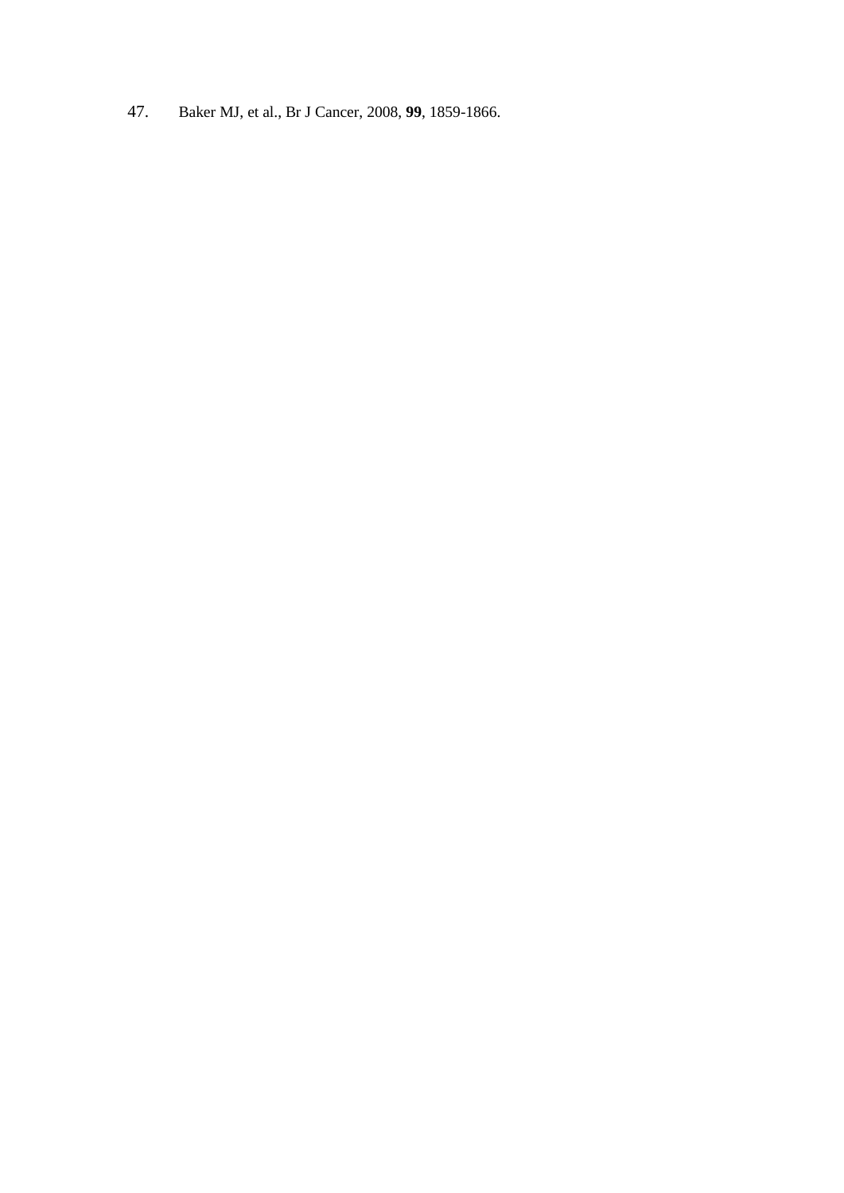47. Baker MJ, et al., Br J Cancer, 2008, **99**, 1859-1866.